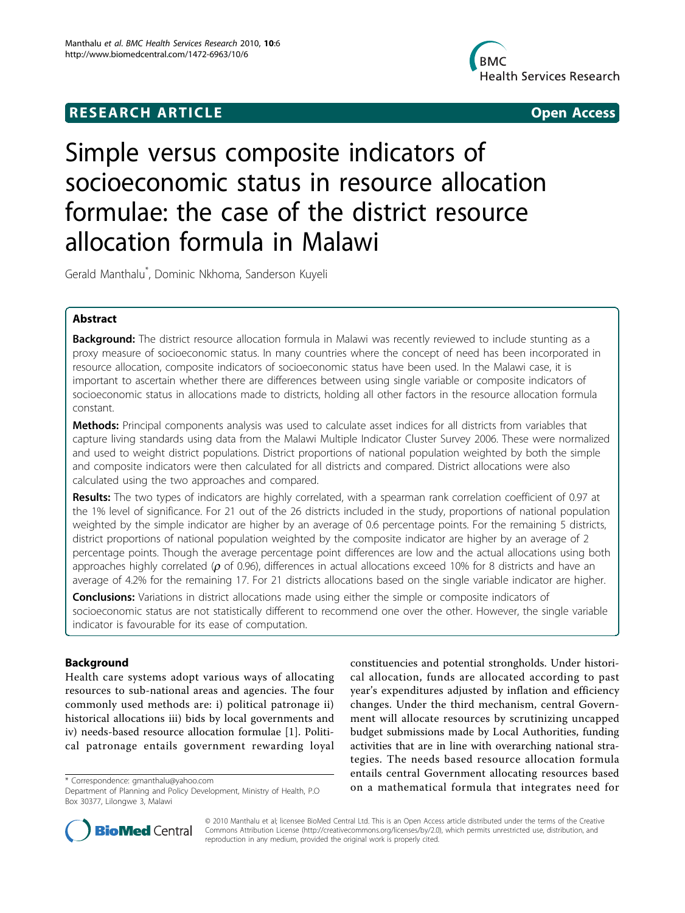RESEARCH ARTICLE Open Access

# Simple versus composite indicators of socioeconomic status in resource allocation formulae: the case of the district resource allocation formula in Malawi

Gerald Manthalu*, Dominic Nkhoma, Sanderson Kuyeli

## Abstract

**Background:** The district resource allocation formula in Malawi was recently reviewed to include stunting as a proxy measure of socioeconomic status. In many countries where the concept of need has been incorporated in resource allocation, composite indicators of socioeconomic status have been used. In the Malawi case, it is important to ascertain whether there are differences between using single variable or composite indicators of socioeconomic status in allocations made to districts, holding all other factors in the resource allocation formula constant.

**Methods:** Principal components analysis was used to calculate asset indices for all districts from variables that capture living standards using data from the Malawi Multiple Indicator Cluster Survey 2006. These were normalized and used to weight district populations. District proportions of national population weighted by both the simple and composite indicators were then calculated for all districts and compared. District allocations were also calculated using the two approaches and compared.

**Results:** The two types of indicators are highly correlated, with a spearman rank correlation coefficient of 0.97 at the 1% level of significance. For 21 out of the 26 districts included in the study, proportions of national population weighted by the simple indicator are higher by an average of 0.6 percentage points. For the remaining 5 districts, district proportions of national population weighted by the composite indicator are higher by an average of 2 percentage points. Though the average percentage point differences are low and the actual allocations using both approaches highly correlated ($\rho$ of 0.96), differences in actual allocations exceed 10% for 8 districts and have an average of 4.2% for the remaining 17. For 21 districts allocations based on the single variable indicator are higher.

**Conclusions:** Variations in district allocations made using either the simple or composite indicators of socioeconomic status are not statistically different to recommend one over the other. However, the single variable indicator is favourable for its ease of computation.

## Background

Health care systems adopt various ways of allocating resources to sub-national areas and agencies. The four commonly used methods are: i) political patronage ii) historical allocations iii) bids by local governments and iv) needs-based resource allocation formulae [1]. Political patronage entails government rewarding loyal constituencies and potential strongholds. Under historical allocation, funds are allocated according to past year's expenditures adjusted by inflation and efficiency changes. Under the third mechanism, central Government will allocate resources by scrutinizing uncapped budget submissions made by Local Authorities, funding activities that are in line with overarching national strategies. The needs based resource allocation formula entails central Government allocating resources based on a mathematical formula that integrates need for

* Correspondence: gmanthalu@yahoo.com
Department of Planning and Policy Development, Ministry of Health, P.O Box 30377, Lilongwe 3, Malawi

© 2010 Manthalu et al; licensee BioMed Central Ltd. This is an Open Access article distributed under the terms of the Creative Commons Attribution License (http://creativecommons.org/licenses/by/2.0), which permits unrestricted use, distribution, and reproduction in any medium, provided the original work is properly cited.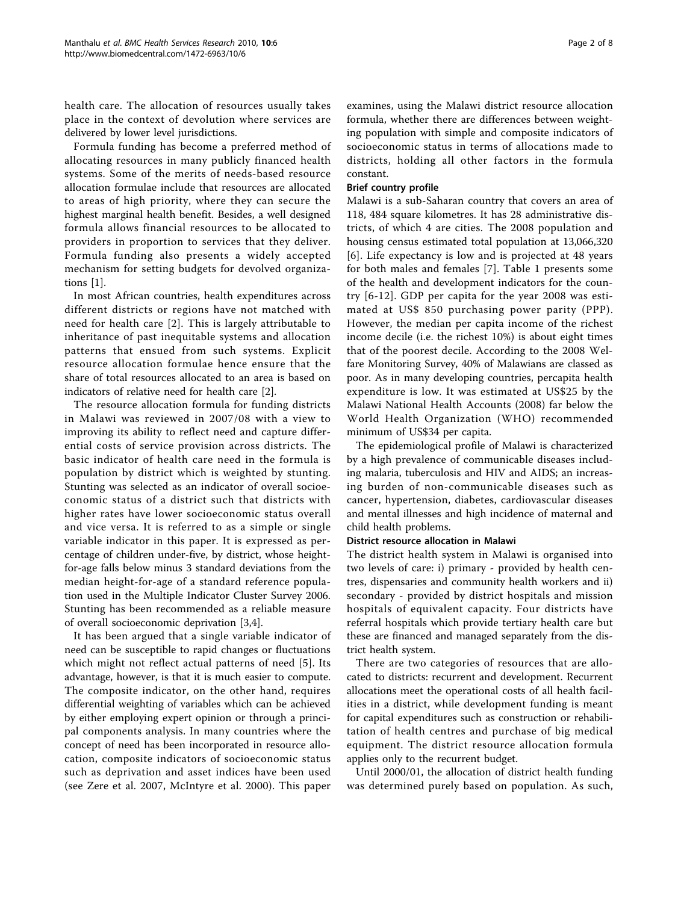health care. The allocation of resources usually takes place in the context of devolution where services are delivered by lower level jurisdictions.

Formula funding has become a preferred method of allocating resources in many publicly financed health systems. Some of the merits of needs-based resource allocation formulae include that resources are allocated to areas of high priority, where they can secure the highest marginal health benefit. Besides, a well designed formula allows financial resources to be allocated to providers in proportion to services that they deliver. Formula funding also presents a widely accepted mechanism for setting budgets for devolved organizations [1].

In most African countries, health expenditures across different districts or regions have not matched with need for health care [2]. This is largely attributable to inheritance of past inequitable systems and allocation patterns that ensued from such systems. Explicit resource allocation formulae hence ensure that the share of total resources allocated to an area is based on indicators of relative need for health care [2].

The resource allocation formula for funding districts in Malawi was reviewed in 2007/08 with a view to improving its ability to reflect need and capture differential costs of service provision across districts. The basic indicator of health care need in the formula is population by district which is weighted by stunting. Stunting was selected as an indicator of overall socioeconomic status of a district such that districts with higher rates have lower socioeconomic status overall and vice versa. It is referred to as a simple or single variable indicator in this paper. It is expressed as percentage of children under-five, by district, whose height-for-age falls below minus 3 standard deviations from the median height-for-age of a standard reference population used in the Multiple Indicator Cluster Survey 2006. Stunting has been recommended as a reliable measure of overall socioeconomic deprivation [3,4].

It has been argued that a single variable indicator of need can be susceptible to rapid changes or fluctuations which might not reflect actual patterns of need [5]. Its advantage, however, is that it is much easier to compute. The composite indicator, on the other hand, requires differential weighting of variables which can be achieved by either employing expert opinion or through a principal components analysis. In many countries where the concept of need has been incorporated in resource allocation, composite indicators of socioeconomic status such as deprivation and asset indices have been used (see Zere et al. 2007, McIntyre et al. 2000). This paper examines, using the Malawi district resource allocation formula, whether there are differences between weighting population with simple and composite indicators of socioeconomic status in terms of allocations made to districts, holding all other factors in the formula constant.

### Brief country profile

Malawi is a sub-Saharan country that covers an area of 118, 484 square kilometres. It has 28 administrative districts, of which 4 are cities. The 2008 population and housing census estimated total population at 13,066,320 [6]. Life expectancy is low and is projected at 48 years for both males and females [7]. Table 1 presents some of the health and development indicators for the country [6-12]. GDP per capita for the year 2008 was estimated at US$ 850 purchasing power parity (PPP). However, the median per capita income of the richest income decile (i.e. the richest 10%) is about eight times that of the poorest decile. According to the 2008 Welfare Monitoring Survey, 40% of Malawians are classed as poor. As in many developing countries, percapita health expenditure is low. It was estimated at US$25 by the Malawi National Health Accounts (2008) far below the World Health Organization (WHO) recommended minimum of US$34 per capita.

The epidemiological profile of Malawi is characterized by a high prevalence of communicable diseases including malaria, tuberculosis and HIV and AIDS; an increasing burden of non-communicable diseases such as cancer, hypertension, diabetes, cardiovascular diseases and mental illnesses and high incidence of maternal and child health problems.

### District resource allocation in Malawi

The district health system in Malawi is organised into two levels of care: i) primary - provided by health centres, dispensaries and community health workers and ii) secondary - provided by district hospitals and mission hospitals of equivalent capacity. Four districts have referral hospitals which provide tertiary health care but these are financed and managed separately from the district health system.

There are two categories of resources that are allocated to districts: recurrent and development. Recurrent allocations meet the operational costs of all health facilities in a district, while development funding is meant for capital expenditures such as construction or rehabilitation of health centres and purchase of big medical equipment. The district resource allocation formula applies only to the recurrent budget.

Until 2000/01, the allocation of district health funding was determined purely based on population. As such,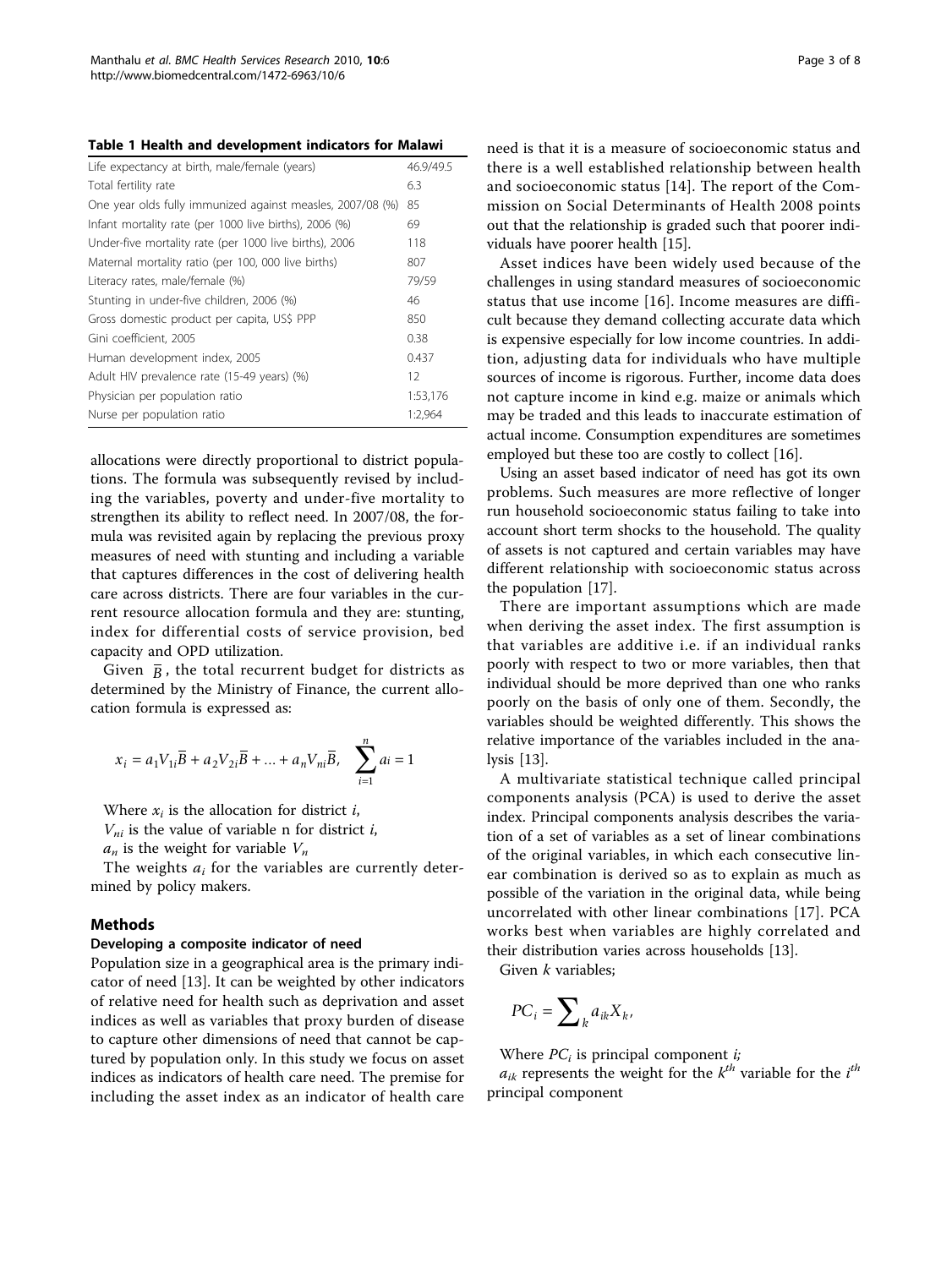**Table 1 Health and development indicators for Malawi**

| | |
|---|---|
| Life expectancy at birth, male/female (years) | 46.9/49.5 |
| Total fertility rate | 6.3 |
| One year olds fully immunized against measles, 2007/08 (%) | 85 |
| Infant mortality rate (per 1000 live births), 2006 (%) | 69 |
| Under-five mortality rate (per 1000 live births), 2006 | 118 |
| Maternal mortality ratio (per 100, 000 live births) | 807 |
| Literacy rates, male/female (%) | 79/59 |
| Stunting in under-five children, 2006 (%) | 46 |
| Gross domestic product per capita, US$ PPP | 850 |
| Gini coefficient, 2005 | 0.38 |
| Human development index, 2005 | 0.437 |
| Adult HIV prevalence rate (15-49 years) (%) | 12 |
| Physician per population ratio | 1:53,176 |
| Nurse per population ratio | 1:2,964 |

allocations were directly proportional to district populations. The formula was subsequently revised by including the variables, poverty and under-five mortality to strengthen its ability to reflect need. In 2007/08, the formula was revisited again by replacing the previous proxy measures of need with stunting and including a variable that captures differences in the cost of delivering health care across districts. There are four variables in the current resource allocation formula and they are: stunting, index for differential costs of service provision, bed capacity and OPD utilization.

Given $\overline{B}$, the total recurrent budget for districts as determined by the Ministry of Finance, the current allocation formula is expressed as:

$$x_i = a_1 V_{1i}\overline{B} + a_2 V_{2i}\overline{B} + \ldots + a_n V_{ni}\overline{B}, \quad \sum_{i=1}^{n} a_i = 1$$

Where $x_i$ is the allocation for district $i$,

$V_{ni}$ is the value of variable n for district $i$,

$a_n$ is the weight for variable $V_n$

The weights $a_i$ for the variables are currently determined by policy makers.

## Methods

### Developing a composite indicator of need

Population size in a geographical area is the primary indicator of need [13]. It can be weighted by other indicators of relative need for health such as deprivation and asset indices as well as variables that proxy burden of disease to capture other dimensions of need that cannot be captured by population only. In this study we focus on asset indices as indicators of health care need. The premise for including the asset index as an indicator of health care need is that it is a measure of socioeconomic status and there is a well established relationship between health and socioeconomic status [14]. The report of the Commission on Social Determinants of Health 2008 points out that the relationship is graded such that poorer individuals have poorer health [15].

Asset indices have been widely used because of the challenges in using standard measures of socioeconomic status that use income [16]. Income measures are difficult because they demand collecting accurate data which is expensive especially for low income countries. In addition, adjusting data for individuals who have multiple sources of income is rigorous. Further, income data does not capture income in kind e.g. maize or animals which may be traded and this leads to inaccurate estimation of actual income. Consumption expenditures are sometimes employed but these too are costly to collect [16].

Using an asset based indicator of need has got its own problems. Such measures are more reflective of longer run household socioeconomic status failing to take into account short term shocks to the household. The quality of assets is not captured and certain variables may have different relationship with socioeconomic status across the population [17].

There are important assumptions which are made when deriving the asset index. The first assumption is that variables are additive i.e. if an individual ranks poorly with respect to two or more variables, then that individual should be more deprived than one who ranks poorly on the basis of only one of them. Secondly, the variables should be weighted differently. This shows the relative importance of the variables included in the analysis [13].

A multivariate statistical technique called principal components analysis (PCA) is used to derive the asset index. Principal components analysis describes the variation of a set of variables as a set of linear combinations of the original variables, in which each consecutive linear combination is derived so as to explain as much as possible of the variation in the original data, while being uncorrelated with other linear combinations [17]. PCA works best when variables are highly correlated and their distribution varies across households [13].

Given $k$ variables;

$$PC_i = \sum_k a_{ik} X_k,$$

Where $PC_i$ is principal component $i$;

$a_{ik}$ represents the weight for the $k^{th}$ variable for the $i^{th}$ principal component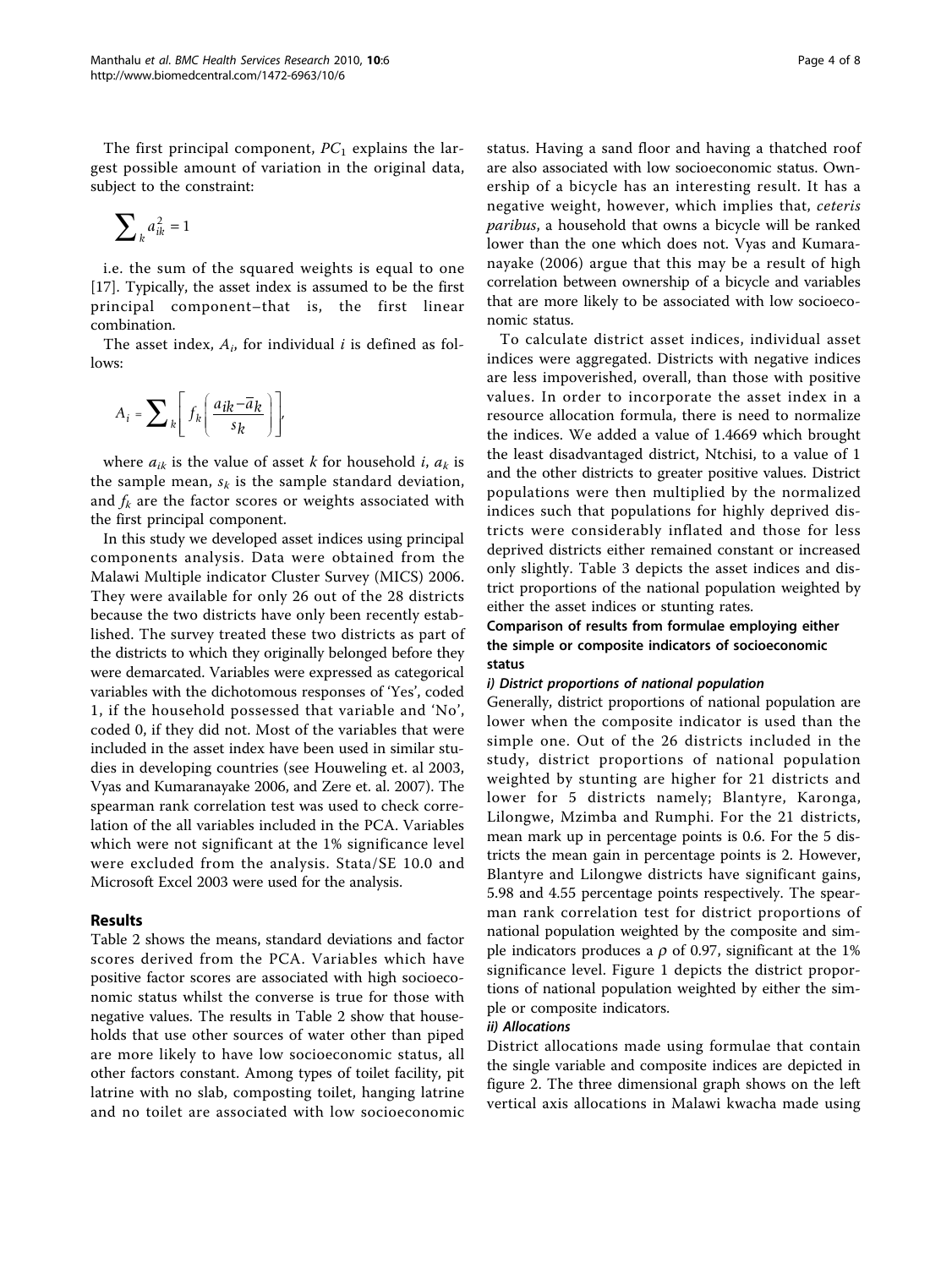The first principal component, $PC_1$ explains the largest possible amount of variation in the original data, subject to the constraint:

$$\sum_k a_{ik}^2 = 1$$

i.e. the sum of the squared weights is equal to one [17]. Typically, the asset index is assumed to be the first principal component–that is, the first linear combination.

The asset index, $A_i$, for individual $i$ is defined as follows:

$$A_i = \sum_k \left[ f_k \left( \frac{a_{ik} - \bar{a}_k}{s_k} \right) \right],$$

where $a_{ik}$ is the value of asset $k$ for household $i$, $a_k$ is the sample mean, $s_k$ is the sample standard deviation, and $f_k$ are the factor scores or weights associated with the first principal component.

In this study we developed asset indices using principal components analysis. Data were obtained from the Malawi Multiple indicator Cluster Survey (MICS) 2006. They were available for only 26 out of the 28 districts because the two districts have only been recently established. The survey treated these two districts as part of the districts to which they originally belonged before they were demarcated. Variables were expressed as categorical variables with the dichotomous responses of 'Yes', coded 1, if the household possessed that variable and 'No', coded 0, if they did not. Most of the variables that were included in the asset index have been used in similar studies in developing countries (see Houweling et. al 2003, Vyas and Kumaranayake 2006, and Zere et. al. 2007). The spearman rank correlation test was used to check correlation of the all variables included in the PCA. Variables which were not significant at the 1% significance level were excluded from the analysis. Stata/SE 10.0 and Microsoft Excel 2003 were used for the analysis.

## Results

Table 2 shows the means, standard deviations and factor scores derived from the PCA. Variables which have positive factor scores are associated with high socioeconomic status whilst the converse is true for those with negative values. The results in Table 2 show that households that use other sources of water other than piped are more likely to have low socioeconomic status, all other factors constant. Among types of toilet facility, pit latrine with no slab, composting toilet, hanging latrine and no toilet are associated with low socioeconomic status. Having a sand floor and having a thatched roof are also associated with low socioeconomic status. Ownership of a bicycle has an interesting result. It has a negative weight, however, which implies that, *ceteris paribus*, a household that owns a bicycle will be ranked lower than the one which does not. Vyas and Kumaranayake (2006) argue that this may be a result of high correlation between ownership of a bicycle and variables that are more likely to be associated with low socioeconomic status.

To calculate district asset indices, individual asset indices were aggregated. Districts with negative indices are less impoverished, overall, than those with positive values. In order to incorporate the asset index in a resource allocation formula, there is need to normalize the indices. We added a value of 1.4669 which brought the least disadvantaged district, Ntchisi, to a value of 1 and the other districts to greater positive values. District populations were then multiplied by the normalized indices such that populations for highly deprived districts were considerably inflated and those for less deprived districts either remained constant or increased only slightly. Table 3 depicts the asset indices and district proportions of the national population weighted by either the asset indices or stunting rates.

### Comparison of results from formulae employing either the simple or composite indicators of socioeconomic status

#### *i) District proportions of national population*

Generally, district proportions of national population are lower when the composite indicator is used than the simple one. Out of the 26 districts included in the study, district proportions of national population weighted by stunting are higher for 21 districts and lower for 5 districts namely; Blantyre, Karonga, Lilongwe, Mzimba and Rumphi. For the 21 districts, mean mark up in percentage points is 0.6. For the 5 districts the mean gain in percentage points is 2. However, Blantyre and Lilongwe districts have significant gains, 5.98 and 4.55 percentage points respectively. The spearman rank correlation test for district proportions of national population weighted by the composite and simple indicators produces a $\rho$ of 0.97, significant at the 1% significance level. Figure 1 depicts the district proportions of national population weighted by either the simple or composite indicators.

#### *ii) Allocations*

District allocations made using formulae that contain the single variable and composite indices are depicted in figure 2. The three dimensional graph shows on the left vertical axis allocations in Malawi kwacha made using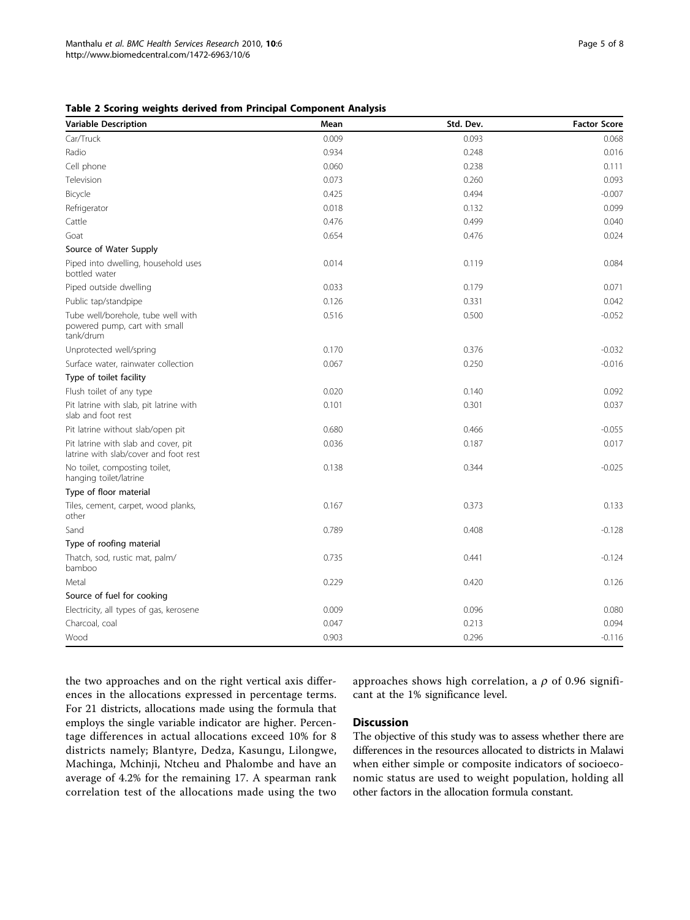**Table 2 Scoring weights derived from Principal Component Analysis**

| Variable Description | Mean | Std. Dev. | Factor Score |
|---|---|---|---|
| Car/Truck | 0.009 | 0.093 | 0.068 |
| Radio | 0.934 | 0.248 | 0.016 |
| Cell phone | 0.060 | 0.238 | 0.111 |
| Television | 0.073 | 0.260 | 0.093 |
| Bicycle | 0.425 | 0.494 | -0.007 |
| Refrigerator | 0.018 | 0.132 | 0.099 |
| Cattle | 0.476 | 0.499 | 0.040 |
| Goat | 0.654 | 0.476 | 0.024 |
| Source of Water Supply | | | |
| Piped into dwelling, household uses bottled water | 0.014 | 0.119 | 0.084 |
| Piped outside dwelling | 0.033 | 0.179 | 0.071 |
| Public tap/standpipe | 0.126 | 0.331 | 0.042 |
| Tube well/borehole, tube well with powered pump, cart with small tank/drum | 0.516 | 0.500 | -0.052 |
| Unprotected well/spring | 0.170 | 0.376 | -0.032 |
| Surface water, rainwater collection | 0.067 | 0.250 | -0.016 |
| Type of toilet facility | | | |
| Flush toilet of any type | 0.020 | 0.140 | 0.092 |
| Pit latrine with slab, pit latrine with slab and foot rest | 0.101 | 0.301 | 0.037 |
| Pit latrine without slab/open pit | 0.680 | 0.466 | -0.055 |
| Pit latrine with slab and cover, pit latrine with slab/cover and foot rest | 0.036 | 0.187 | 0.017 |
| No toilet, composting toilet, hanging toilet/latrine | 0.138 | 0.344 | -0.025 |
| Type of floor material | | | |
| Tiles, cement, carpet, wood planks, other | 0.167 | 0.373 | 0.133 |
| Sand | 0.789 | 0.408 | -0.128 |
| Type of roofing material | | | |
| Thatch, sod, rustic mat, palm/bamboo | 0.735 | 0.441 | -0.124 |
| Metal | 0.229 | 0.420 | 0.126 |
| Source of fuel for cooking | | | |
| Electricity, all types of gas, kerosene | 0.009 | 0.096 | 0.080 |
| Charcoal, coal | 0.047 | 0.213 | 0.094 |
| Wood | 0.903 | 0.296 | -0.116 |

the two approaches and on the right vertical axis differences in the allocations expressed in percentage terms. For 21 districts, allocations made using the formula that employs the single variable indicator are higher. Percentage differences in actual allocations exceed 10% for 8 districts namely; Blantyre, Dedza, Kasungu, Lilongwe, Machinga, Mchinji, Ntcheu and Phalombe and have an average of 4.2% for the remaining 17. A spearman rank correlation test of the allocations made using the two approaches shows high correlation, a $\rho$ of 0.96 significant at the 1% significance level.

## Discussion

The objective of this study was to assess whether there are differences in the resources allocated to districts in Malawi when either simple or composite indicators of socioeconomic status are used to weight population, holding all other factors in the allocation formula constant.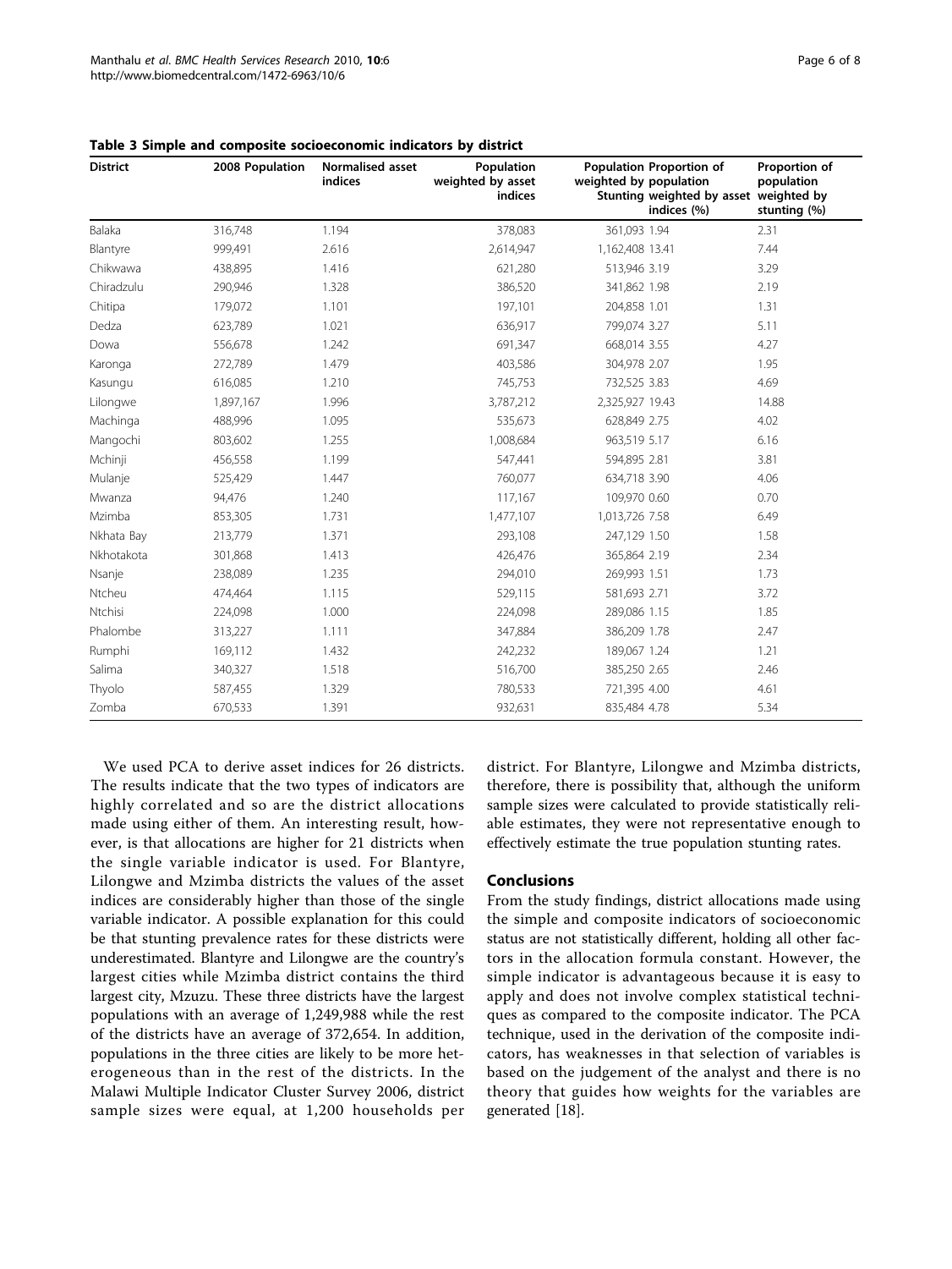**Table 3 Simple and composite socioeconomic indicators by district**

| District | 2008 Population | Normalised asset indices | Population weighted by asset indices | Population weighted by Stunting | Proportion of population weighted by asset indices (%) | Proportion of population weighted by stunting (%) |
|---|---|---|---|---|---|---|
| Balaka | 316,748 | 1.194 | 378,083 | 361,093 | 1.94 | 2.31 |
| Blantyre | 999,491 | 2.616 | 2,614,947 | 1,162,408 | 13.41 | 7.44 |
| Chikwawa | 438,895 | 1.416 | 621,280 | 513,946 | 3.19 | 3.29 |
| Chiradzulu | 290,946 | 1.328 | 386,520 | 341,862 | 1.98 | 2.19 |
| Chitipa | 179,072 | 1.101 | 197,101 | 204,858 | 1.01 | 1.31 |
| Dedza | 623,789 | 1.021 | 636,917 | 799,074 | 3.27 | 5.11 |
| Dowa | 556,678 | 1.242 | 691,347 | 668,014 | 3.55 | 4.27 |
| Karonga | 272,789 | 1.479 | 403,586 | 304,978 | 2.07 | 1.95 |
| Kasungu | 616,085 | 1.210 | 745,753 | 732,525 | 3.83 | 4.69 |
| Lilongwe | 1,897,167 | 1.996 | 3,787,212 | 2,325,927 | 19.43 | 14.88 |
| Machinga | 488,996 | 1.095 | 535,673 | 628,849 | 2.75 | 4.02 |
| Mangochi | 803,602 | 1.255 | 1,008,684 | 963,519 | 5.17 | 6.16 |
| Mchinji | 456,558 | 1.199 | 547,441 | 594,895 | 2.81 | 3.81 |
| Mulanje | 525,429 | 1.447 | 760,077 | 634,718 | 3.90 | 4.06 |
| Mwanza | 94,476 | 1.240 | 117,167 | 109,970 | 0.60 | 0.70 |
| Mzimba | 853,305 | 1.731 | 1,477,107 | 1,013,726 | 7.58 | 6.49 |
| Nkhata Bay | 213,779 | 1.371 | 293,108 | 247,129 | 1.50 | 1.58 |
| Nkhotakota | 301,868 | 1.413 | 426,476 | 365,864 | 2.19 | 2.34 |
| Nsanje | 238,089 | 1.235 | 294,010 | 269,993 | 1.51 | 1.73 |
| Ntcheu | 474,464 | 1.115 | 529,115 | 581,693 | 2.71 | 3.72 |
| Ntchisi | 224,098 | 1.000 | 224,098 | 289,086 | 1.15 | 1.85 |
| Phalombe | 313,227 | 1.111 | 347,884 | 386,209 | 1.78 | 2.47 |
| Rumphi | 169,112 | 1.432 | 242,232 | 189,067 | 1.24 | 1.21 |
| Salima | 340,327 | 1.518 | 516,700 | 385,250 | 2.65 | 2.46 |
| Thyolo | 587,455 | 1.329 | 780,533 | 721,395 | 4.00 | 4.61 |
| Zomba | 670,533 | 1.391 | 932,631 | 835,484 | 4.78 | 5.34 |

We used PCA to derive asset indices for 26 districts. The results indicate that the two types of indicators are highly correlated and so are the district allocations made using either of them. An interesting result, however, is that allocations are higher for 21 districts when the single variable indicator is used. For Blantyre, Lilongwe and Mzimba districts the values of the asset indices are considerably higher than those of the single variable indicator. A possible explanation for this could be that stunting prevalence rates for these districts were underestimated. Blantyre and Lilongwe are the country's largest cities while Mzimba district contains the third largest city, Mzuzu. These three districts have the largest populations with an average of 1,249,988 while the rest of the districts have an average of 372,654. In addition, populations in the three cities are likely to be more heterogeneous than in the rest of the districts. In the Malawi Multiple Indicator Cluster Survey 2006, district sample sizes were equal, at 1,200 households per district. For Blantyre, Lilongwe and Mzimba districts, therefore, there is possibility that, although the uniform sample sizes were calculated to provide statistically reliable estimates, they were not representative enough to effectively estimate the true population stunting rates.

## Conclusions

From the study findings, district allocations made using the simple and composite indicators of socioeconomic status are not statistically different, holding all other factors in the allocation formula constant. However, the simple indicator is advantageous because it is easy to apply and does not involve complex statistical techniques as compared to the composite indicator. The PCA technique, used in the derivation of the composite indicators, has weaknesses in that selection of variables is based on the judgement of the analyst and there is no theory that guides how weights for the variables are generated [18].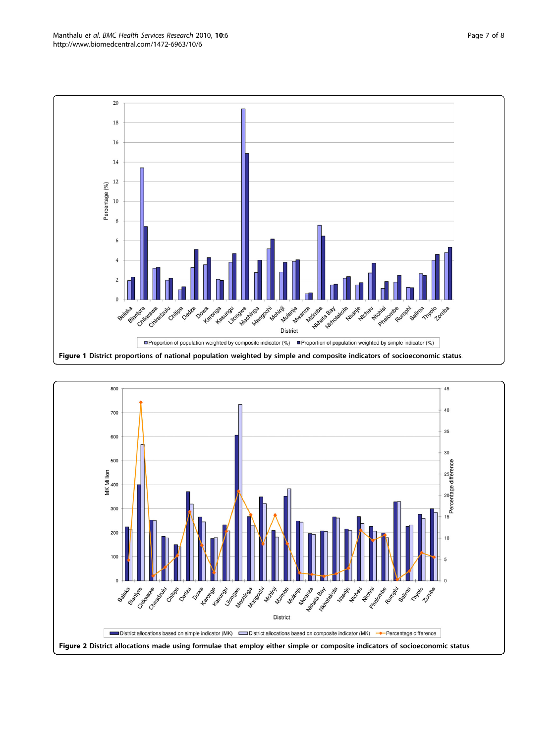**Figure 1** District proportions of national population weighted by simple and composite indicators of socioeconomic status.

**Figure 2** District allocations made using formulae that employ either simple or composite indicators of socioeconomic status.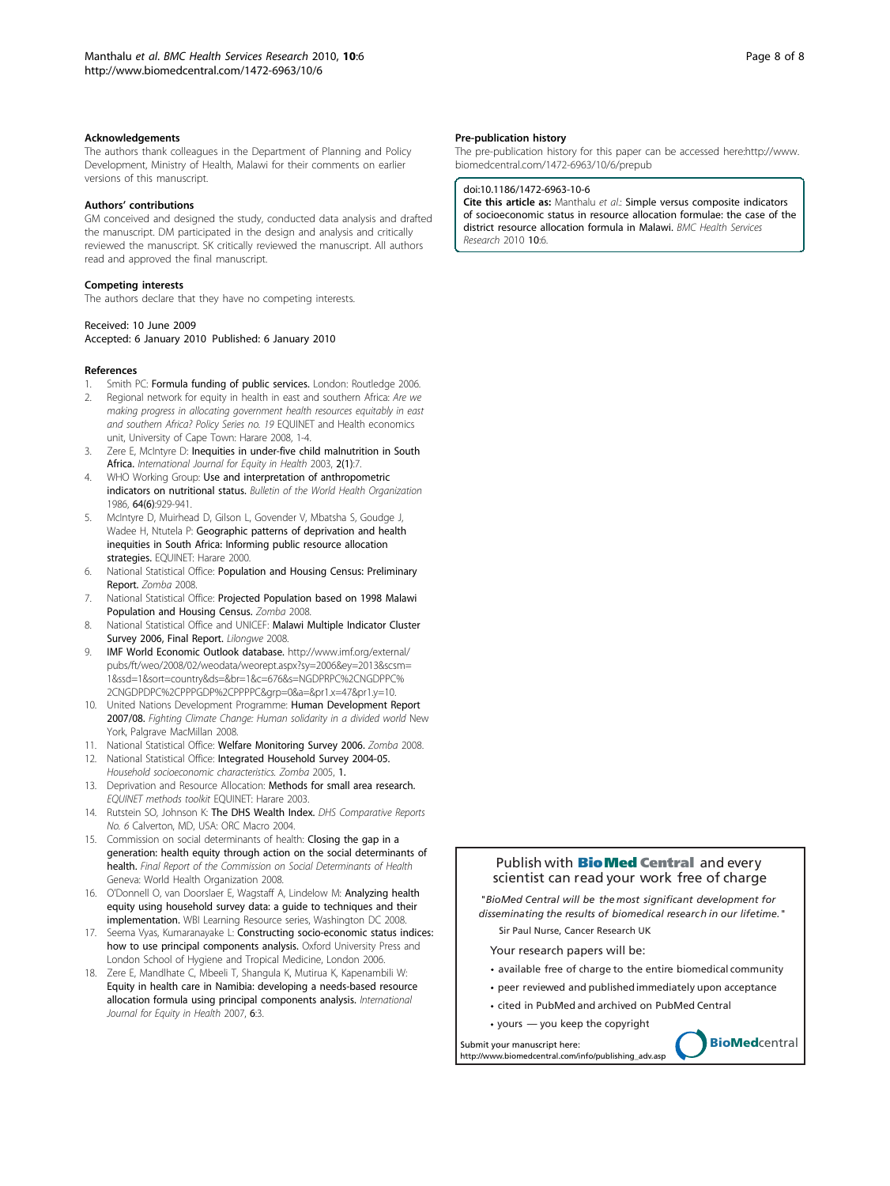#### Acknowledgements

The authors thank colleagues in the Department of Planning and Policy Development, Ministry of Health, Malawi for their comments on earlier versions of this manuscript.

#### Authors' contributions

GM conceived and designed the study, conducted data analysis and drafted the manuscript. DM participated in the design and analysis and critically reviewed the manuscript. SK critically reviewed the manuscript. All authors read and approved the final manuscript.

#### Competing interests

The authors declare that they have no competing interests.

Received: 10 June 2009
Accepted: 6 January 2010 Published: 6 January 2010

#### References

1. Smith PC: **Formula funding of public services.** London: Routledge 2006.
2. Regional network for equity in health in east and southern Africa: *Are we making progress in allocating government health resources equitably in east and southern Africa? Policy Series no. 19* EQUINET and Health economics unit, University of Cape Town: Harare 2008, 1-4.
3. Zere E, McIntyre D: **Inequities in under-five child malnutrition in South Africa.** *International Journal for Equity in Health* 2003, **2(1)**:7.
4. WHO Working Group: **Use and interpretation of anthropometric indicators on nutritional status.** *Bulletin of the World Health Organization* 1986, **64(6)**:929-941.
5. McIntyre D, Muirhead D, Gilson L, Govender V, Mbatsha S, Goudge J, Wadee H, Ntutela P: **Geographic patterns of deprivation and health inequities in South Africa: Informing public resource allocation strategies.** EQUINET: Harare 2000.
6. National Statistical Office: **Population and Housing Census: Preliminary Report.** *Zomba* 2008.
7. National Statistical Office: **Projected Population based on 1998 Malawi Population and Housing Census.** *Zomba* 2008.
8. National Statistical Office and UNICEF: **Malawi Multiple Indicator Cluster Survey 2006, Final Report.** *Lilongwe* 2008.
9. **IMF World Economic Outlook database.** http://www.imf.org/external/pubs/ft/weo/2008/02/weodata/weorept.aspx?sy=2006&ey=2013&scsm=1&ssd=1&sort=country&ds=&br=1&c=676&s=NGDPRPC%2CNGDPPC%2CNGDPDPC%2CPPPGDP%2CPPPPC&grp=0&a=&pr1.x=47&pr1.y=10.
10. United Nations Development Programme: **Human Development Report 2007/08.** *Fighting Climate Change: Human solidarity in a divided world* New York, Palgrave MacMillan 2008.
11. National Statistical Office: **Welfare Monitoring Survey 2006.** *Zomba* 2008.
12. National Statistical Office: **Integrated Household Survey 2004-05.** *Household socioeconomic characteristics. Zomba* 2005, **1**.
13. Deprivation and Resource Allocation: **Methods for small area research.** *EQUINET methods toolkit* EQUINET: Harare 2003.
14. Rutstein SO, Johnson K: **The DHS Wealth Index.** *DHS Comparative Reports No. 6* Calverton, MD, USA: ORC Macro 2004.
15. Commission on social determinants of health: **Closing the gap in a generation: health equity through action on the social determinants of health.** *Final Report of the Commission on Social Determinants of Health* Geneva: World Health Organization 2008.
16. O'Donnell O, van Doorslaer E, Wagstaff A, Lindelow M: **Analyzing health equity using household survey data: a guide to techniques and their implementation.** WBI Learning Resource series, Washington DC 2008.
17. Seema Vyas, Kumaranayake L: **Constructing socio-economic status indices: how to use principal components analysis.** Oxford University Press and London School of Hygiene and Tropical Medicine, London 2006.
18. Zere E, Mandlhate C, Mbeeli T, Shangula K, Mutirua K, Kapenambili W: **Equity in health care in Namibia: developing a needs-based resource allocation formula using principal components analysis.** *International Journal for Equity in Health* 2007, **6**:3.

#### Pre-publication history

The pre-publication history for this paper can be accessed here:http://www.biomedcentral.com/1472-6963/10/6/prepub

doi:10.1186/1472-6963-10-6

**Cite this article as:** Manthalu *et al.*: Simple versus composite indicators of socioeconomic status in resource allocation formulae: the case of the district resource allocation formula in Malawi. *BMC Health Services Research* 2010 **10**:6.

Publish with **BioMed Central** and every scientist can read your work free of charge

"*BioMed Central will be the most significant development for disseminating the results of biomedical research in our lifetime.*"

Sir Paul Nurse, Cancer Research UK

Your research papers will be:

- available free of charge to the entire biomedical community
- peer reviewed and published immediately upon acceptance
- cited in PubMed and archived on PubMed Central
- yours — you keep the copyright

Submit your manuscript here:
http://www.biomedcentral.com/info/publishing_adv.asp

BioMedcentral